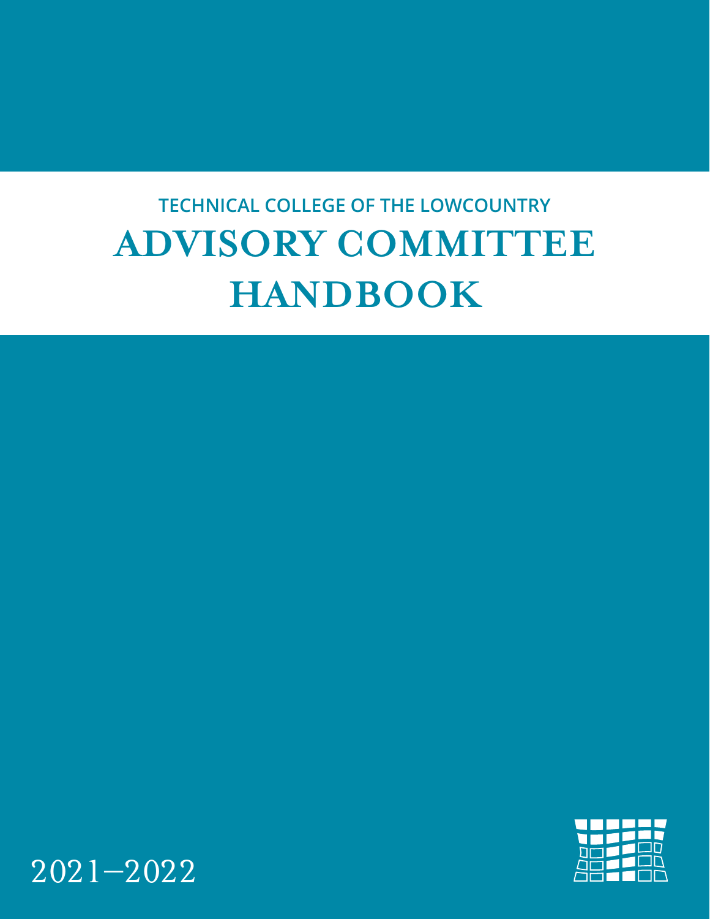TECHNICAL COLLEGE OF THE LOWCOUNTRY

# ADVISORY COMMITTEE HANDBOOK

2021–2022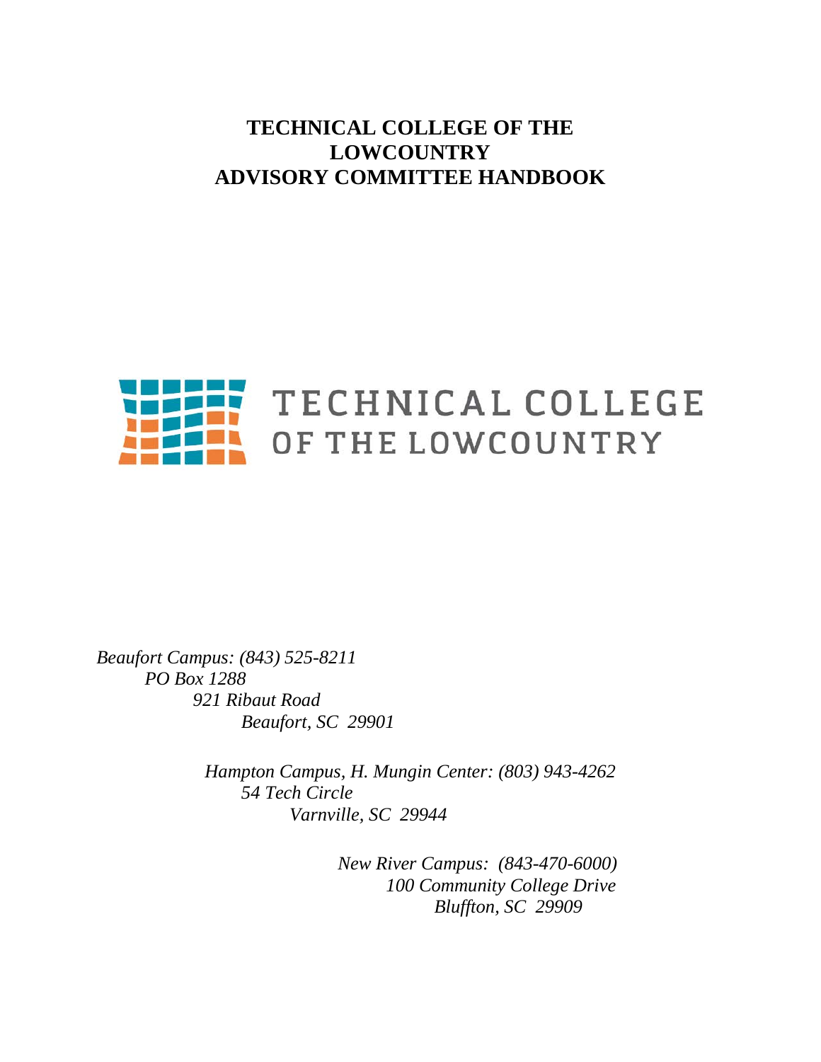# TECHNICAL COLLEGE OF THE LOWCOUNTRY ADVISORY COMMITTEE HANDBOOK

TECHNICAL COLLEGE OF THE LOWCOUNTRY

*Beaufort Campus: (843) 525-8211*
*PO Box 1288*
*921 Ribaut Road*
*Beaufort, SC 29901*

*Hampton Campus, H. Mungin Center: (803) 943-4262*
*54 Tech Circle*
*Varnville, SC 29944*

*New River Campus: (843-470-6000)*
*100 Community College Drive*
*Bluffton, SC 29909*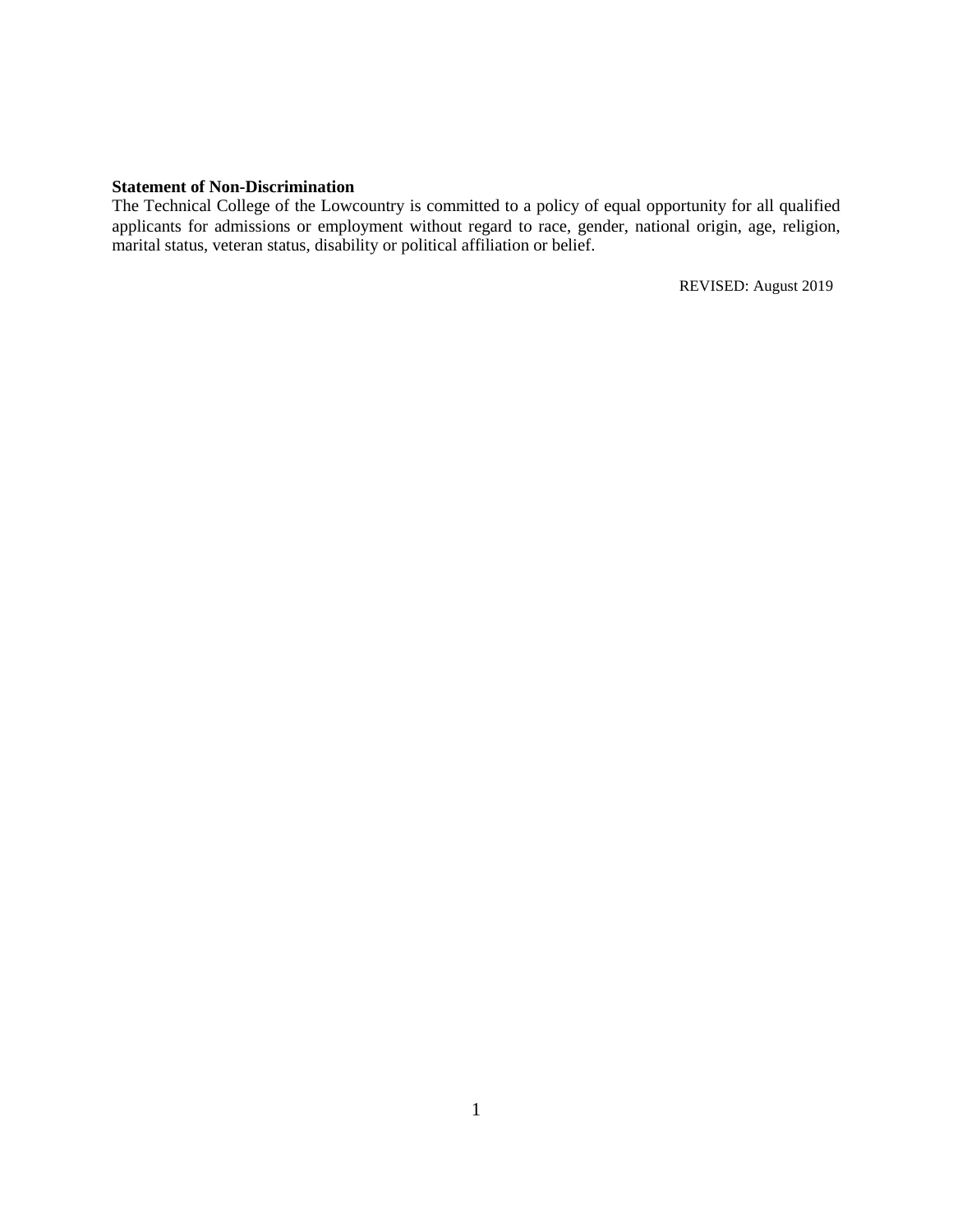**Statement of Non-Discrimination**

The Technical College of the Lowcountry is committed to a policy of equal opportunity for all qualified applicants for admissions or employment without regard to race, gender, national origin, age, religion, marital status, veteran status, disability or political affiliation or belief.

REVISED: August 2019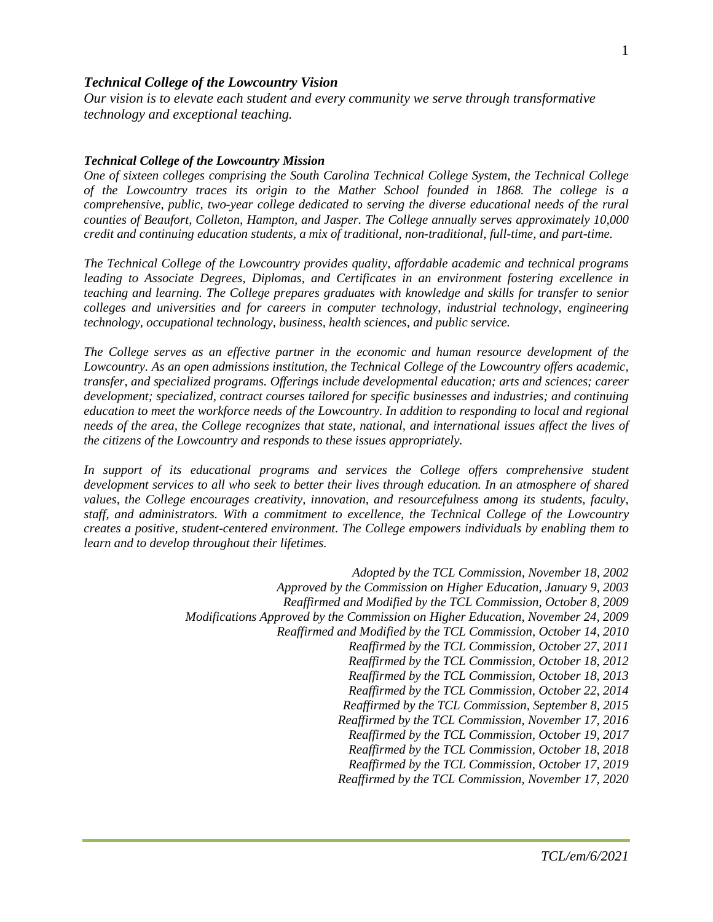## *Technical College of the Lowcountry Vision*

*Our vision is to elevate each student and every community we serve through transformative technology and exceptional teaching.*

## *Technical College of the Lowcountry Mission*

*One of sixteen colleges comprising the South Carolina Technical College System, the Technical College of the Lowcountry traces its origin to the Mather School founded in 1868. The college is a comprehensive, public, two-year college dedicated to serving the diverse educational needs of the rural counties of Beaufort, Colleton, Hampton, and Jasper. The College annually serves approximately 10,000 credit and continuing education students, a mix of traditional, non-traditional, full-time, and part-time.*

*The Technical College of the Lowcountry provides quality, affordable academic and technical programs leading to Associate Degrees, Diplomas, and Certificates in an environment fostering excellence in teaching and learning. The College prepares graduates with knowledge and skills for transfer to senior colleges and universities and for careers in computer technology, industrial technology, engineering technology, occupational technology, business, health sciences, and public service.*

*The College serves as an effective partner in the economic and human resource development of the Lowcountry. As an open admissions institution, the Technical College of the Lowcountry offers academic, transfer, and specialized programs. Offerings include developmental education; arts and sciences; career development; specialized, contract courses tailored for specific businesses and industries; and continuing education to meet the workforce needs of the Lowcountry. In addition to responding to local and regional needs of the area, the College recognizes that state, national, and international issues affect the lives of the citizens of the Lowcountry and responds to these issues appropriately.*

*In support of its educational programs and services the College offers comprehensive student development services to all who seek to better their lives through education. In an atmosphere of shared values, the College encourages creativity, innovation, and resourcefulness among its students, faculty, staff, and administrators. With a commitment to excellence, the Technical College of the Lowcountry creates a positive, student-centered environment. The College empowers individuals by enabling them to learn and to develop throughout their lifetimes.*

*Adopted by the TCL Commission, November 18, 2002*
*Approved by the Commission on Higher Education, January 9, 2003*
*Reaffirmed and Modified by the TCL Commission, October 8, 2009*
*Modifications Approved by the Commission on Higher Education, November 24, 2009*
*Reaffirmed and Modified by the TCL Commission, October 14, 2010*
*Reaffirmed by the TCL Commission, October 27, 2011*
*Reaffirmed by the TCL Commission, October 18, 2012*
*Reaffirmed by the TCL Commission, October 18, 2013*
*Reaffirmed by the TCL Commission, October 22, 2014*
*Reaffirmed by the TCL Commission, September 8, 2015*
*Reaffirmed by the TCL Commission, November 17, 2016*
*Reaffirmed by the TCL Commission, October 19, 2017*
*Reaffirmed by the TCL Commission, October 18, 2018*
*Reaffirmed by the TCL Commission, October 17, 2019*
*Reaffirmed by the TCL Commission, November 17, 2020*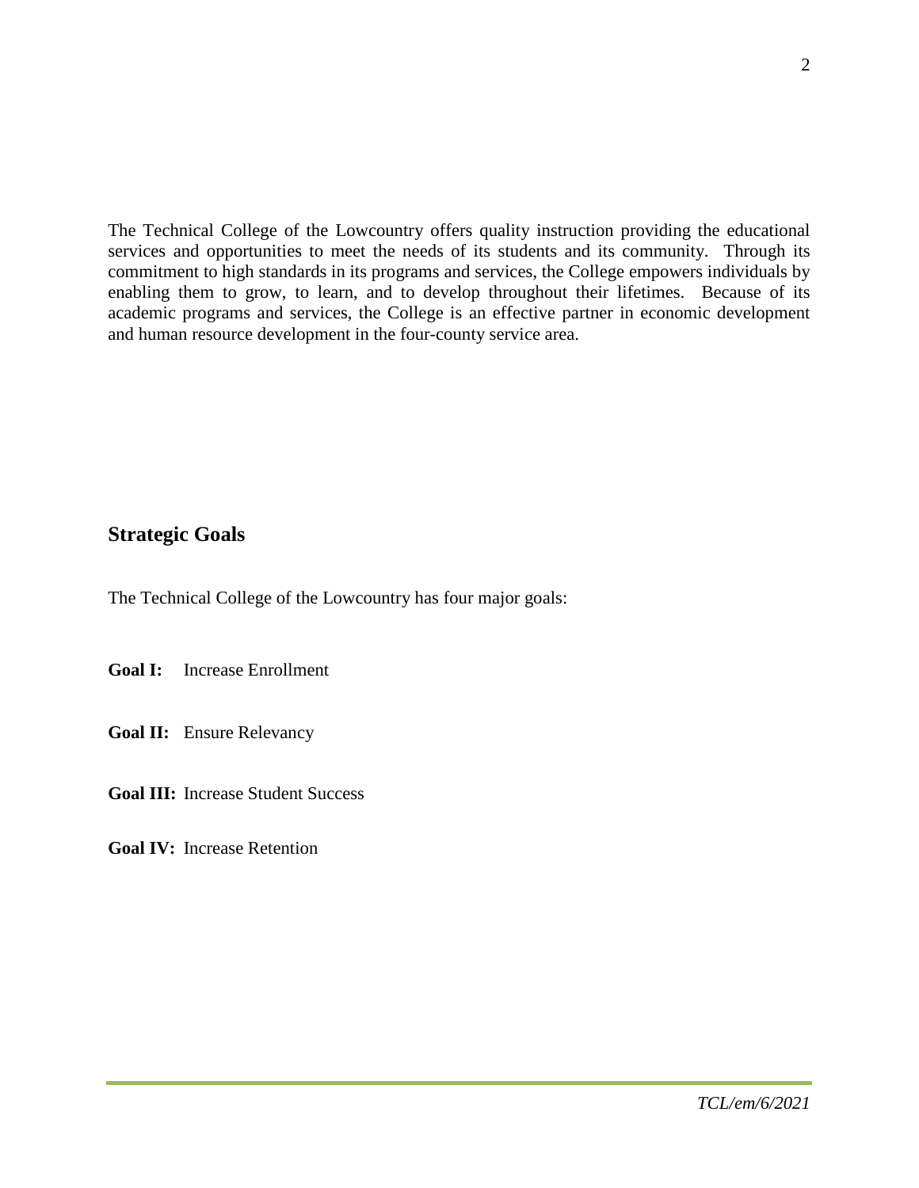The Technical College of the Lowcountry offers quality instruction providing the educational services and opportunities to meet the needs of its students and its community. Through its commitment to high standards in its programs and services, the College empowers individuals by enabling them to grow, to learn, and to develop throughout their lifetimes. Because of its academic programs and services, the College is an effective partner in economic development and human resource development in the four-county service area.

## Strategic Goals

The Technical College of the Lowcountry has four major goals:

**Goal I:** Increase Enrollment

**Goal II:** Ensure Relevancy

**Goal III:** Increase Student Success

**Goal IV:** Increase Retention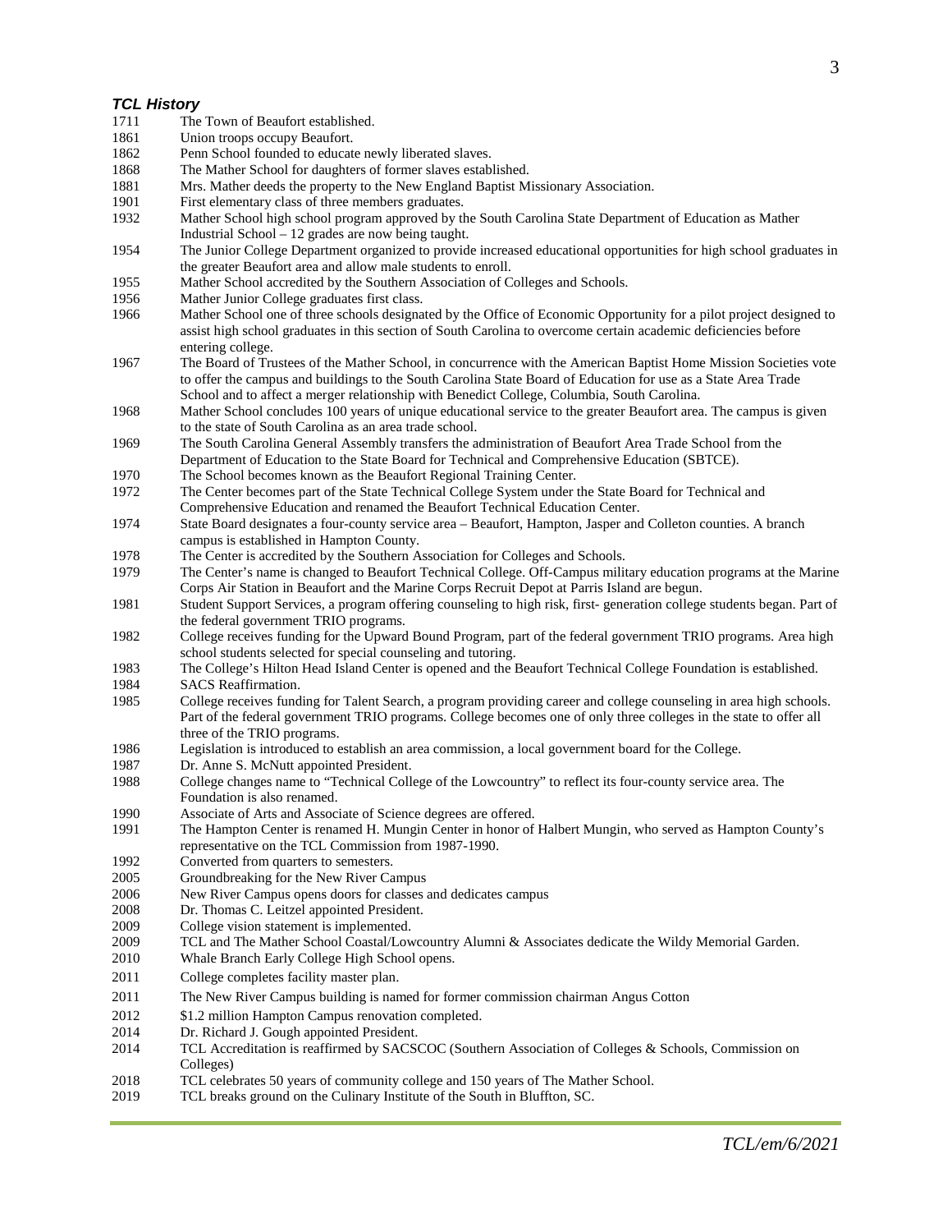### *TCL History*

| Year | Event |
|---|---|
| 1711 | The Town of Beaufort established. |
| 1861 | Union troops occupy Beaufort. |
| 1862 | Penn School founded to educate newly liberated slaves. |
| 1868 | The Mather School for daughters of former slaves established. |
| 1881 | Mrs. Mather deeds the property to the New England Baptist Missionary Association. |
| 1901 | First elementary class of three members graduates. |
| 1932 | Mather School high school program approved by the South Carolina State Department of Education as Mather Industrial School – 12 grades are now being taught. |
| 1954 | The Junior College Department organized to provide increased educational opportunities for high school graduates in the greater Beaufort area and allow male students to enroll. |
| 1955 | Mather School accredited by the Southern Association of Colleges and Schools. |
| 1956 | Mather Junior College graduates first class. |
| 1966 | Mather School one of three schools designated by the Office of Economic Opportunity for a pilot project designed to assist high school graduates in this section of South Carolina to overcome certain academic deficiencies before entering college. |
| 1967 | The Board of Trustees of the Mather School, in concurrence with the American Baptist Home Mission Societies vote to offer the campus and buildings to the South Carolina State Board of Education for use as a State Area Trade School and to affect a merger relationship with Benedict College, Columbia, South Carolina. |
| 1968 | Mather School concludes 100 years of unique educational service to the greater Beaufort area. The campus is given to the state of South Carolina as an area trade school. |
| 1969 | The South Carolina General Assembly transfers the administration of Beaufort Area Trade School from the Department of Education to the State Board for Technical and Comprehensive Education (SBTCE). |
| 1970 | The School becomes known as the Beaufort Regional Training Center. |
| 1972 | The Center becomes part of the State Technical College System under the State Board for Technical and Comprehensive Education and renamed the Beaufort Technical Education Center. |
| 1974 | State Board designates a four-county service area – Beaufort, Hampton, Jasper and Colleton counties. A branch campus is established in Hampton County. |
| 1978 | The Center is accredited by the Southern Association for Colleges and Schools. |
| 1979 | The Center's name is changed to Beaufort Technical College. Off-Campus military education programs at the Marine Corps Air Station in Beaufort and the Marine Corps Recruit Depot at Parris Island are begun. |
| 1981 | Student Support Services, a program offering counseling to high risk, first- generation college students began. Part of the federal government TRIO programs. |
| 1982 | College receives funding for the Upward Bound Program, part of the federal government TRIO programs. Area high school students selected for special counseling and tutoring. |
| 1983 | The College's Hilton Head Island Center is opened and the Beaufort Technical College Foundation is established. |
| 1984 | SACS Reaffirmation. |
| 1985 | College receives funding for Talent Search, a program providing career and college counseling in area high schools. Part of the federal government TRIO programs. College becomes one of only three colleges in the state to offer all three of the TRIO programs. |
| 1986 | Legislation is introduced to establish an area commission, a local government board for the College. |
| 1987 | Dr. Anne S. McNutt appointed President. |
| 1988 | College changes name to "Technical College of the Lowcountry" to reflect its four-county service area. The Foundation is also renamed. |
| 1990 | Associate of Arts and Associate of Science degrees are offered. |
| 1991 | The Hampton Center is renamed H. Mungin Center in honor of Halbert Mungin, who served as Hampton County's representative on the TCL Commission from 1987-1990. |
| 1992 | Converted from quarters to semesters. |
| 2005 | Groundbreaking for the New River Campus |
| 2006 | New River Campus opens doors for classes and dedicates campus |
| 2008 | Dr. Thomas C. Leitzel appointed President. |
| 2009 | College vision statement is implemented. |
| 2009 | TCL and The Mather School Coastal/Lowcountry Alumni & Associates dedicate the Wildy Memorial Garden. |
| 2010 | Whale Branch Early College High School opens. |
| 2011 | College completes facility master plan. |
| 2011 | The New River Campus building is named for former commission chairman Angus Cotton |
| 2012 | \$1.2 million Hampton Campus renovation completed. |
| 2014 | Dr. Richard J. Gough appointed President. |
| 2014 | TCL Accreditation is reaffirmed by SACSCOC (Southern Association of Colleges & Schools, Commission on Colleges) |
| 2018 | TCL celebrates 50 years of community college and 150 years of The Mather School. |
| 2019 | TCL breaks ground on the Culinary Institute of the South in Bluffton, SC. |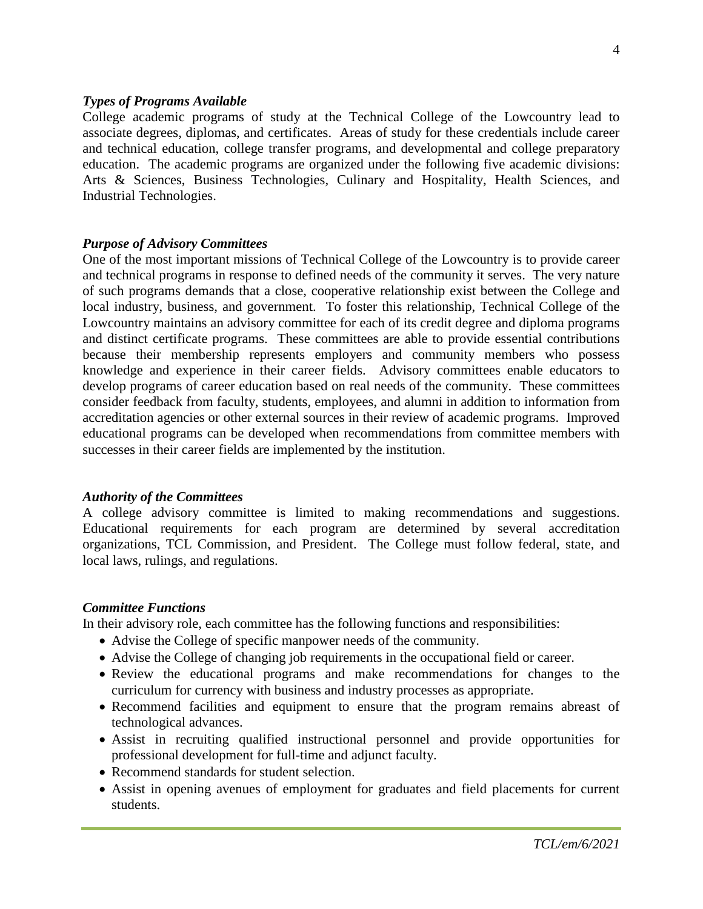### *Types of Programs Available*

College academic programs of study at the Technical College of the Lowcountry lead to associate degrees, diplomas, and certificates. Areas of study for these credentials include career and technical education, college transfer programs, and developmental and college preparatory education. The academic programs are organized under the following five academic divisions: Arts & Sciences, Business Technologies, Culinary and Hospitality, Health Sciences, and Industrial Technologies.

### *Purpose of Advisory Committees*

One of the most important missions of Technical College of the Lowcountry is to provide career and technical programs in response to defined needs of the community it serves. The very nature of such programs demands that a close, cooperative relationship exist between the College and local industry, business, and government. To foster this relationship, Technical College of the Lowcountry maintains an advisory committee for each of its credit degree and diploma programs and distinct certificate programs. These committees are able to provide essential contributions because their membership represents employers and community members who possess knowledge and experience in their career fields. Advisory committees enable educators to develop programs of career education based on real needs of the community. These committees consider feedback from faculty, students, employees, and alumni in addition to information from accreditation agencies or other external sources in their review of academic programs. Improved educational programs can be developed when recommendations from committee members with successes in their career fields are implemented by the institution.

### *Authority of the Committees*

A college advisory committee is limited to making recommendations and suggestions. Educational requirements for each program are determined by several accreditation organizations, TCL Commission, and President. The College must follow federal, state, and local laws, rulings, and regulations.

### *Committee Functions*

In their advisory role, each committee has the following functions and responsibilities:

- Advise the College of specific manpower needs of the community.
- Advise the College of changing job requirements in the occupational field or career.
- Review the educational programs and make recommendations for changes to the curriculum for currency with business and industry processes as appropriate.
- Recommend facilities and equipment to ensure that the program remains abreast of technological advances.
- Assist in recruiting qualified instructional personnel and provide opportunities for professional development for full-time and adjunct faculty.
- Recommend standards for student selection.
- Assist in opening avenues of employment for graduates and field placements for current students.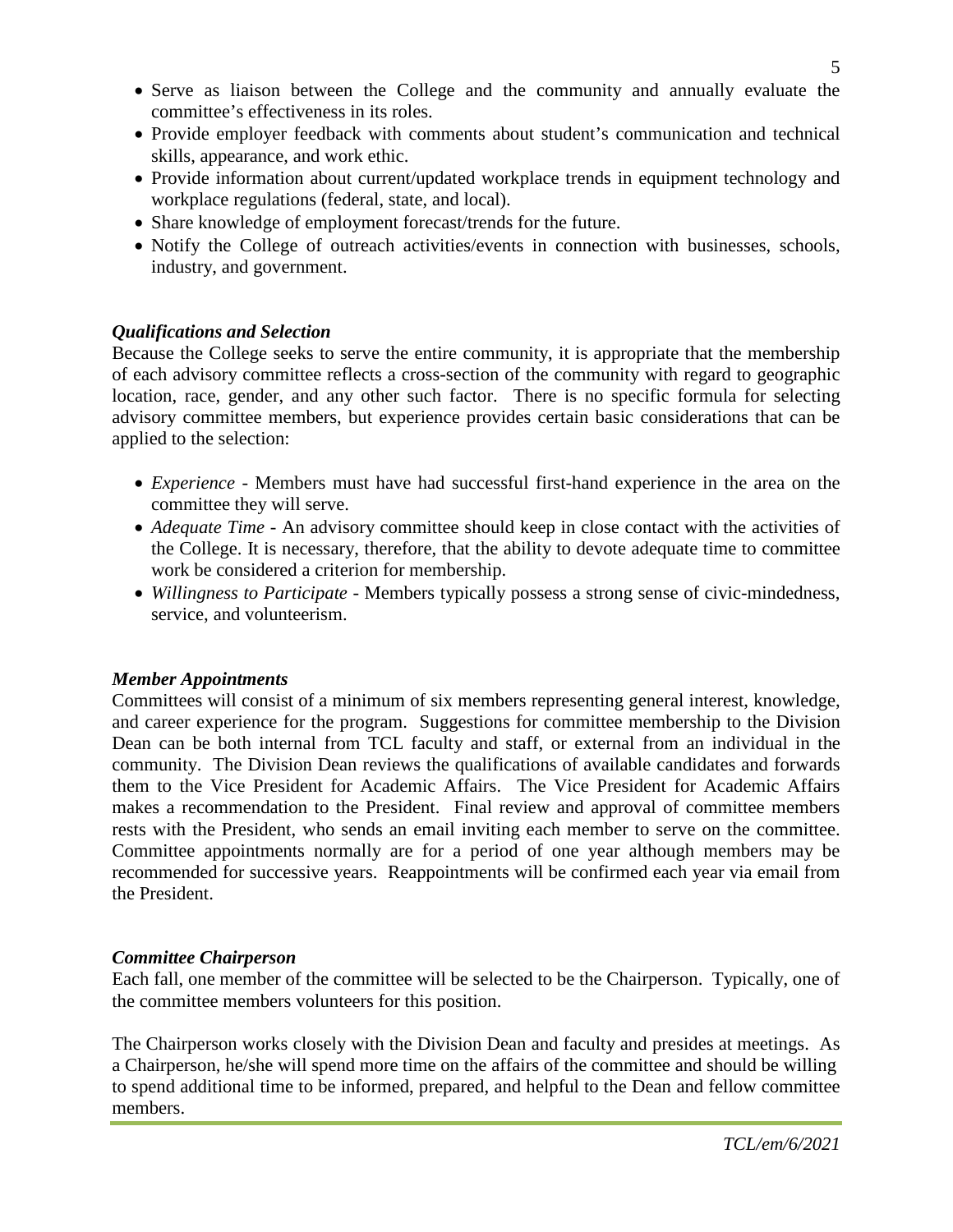- Serve as liaison between the College and the community and annually evaluate the committee's effectiveness in its roles.
- Provide employer feedback with comments about student's communication and technical skills, appearance, and work ethic.
- Provide information about current/updated workplace trends in equipment technology and workplace regulations (federal, state, and local).
- Share knowledge of employment forecast/trends for the future.
- Notify the College of outreach activities/events in connection with businesses, schools, industry, and government.

### *Qualifications and Selection*

Because the College seeks to serve the entire community, it is appropriate that the membership of each advisory committee reflects a cross-section of the community with regard to geographic location, race, gender, and any other such factor. There is no specific formula for selecting advisory committee members, but experience provides certain basic considerations that can be applied to the selection:

- *Experience* - Members must have had successful first-hand experience in the area on the committee they will serve.
- *Adequate Time* - An advisory committee should keep in close contact with the activities of the College. It is necessary, therefore, that the ability to devote adequate time to committee work be considered a criterion for membership.
- *Willingness to Participate* - Members typically possess a strong sense of civic-mindedness, service, and volunteerism.

### *Member Appointments*

Committees will consist of a minimum of six members representing general interest, knowledge, and career experience for the program. Suggestions for committee membership to the Division Dean can be both internal from TCL faculty and staff, or external from an individual in the community. The Division Dean reviews the qualifications of available candidates and forwards them to the Vice President for Academic Affairs. The Vice President for Academic Affairs makes a recommendation to the President. Final review and approval of committee members rests with the President, who sends an email inviting each member to serve on the committee. Committee appointments normally are for a period of one year although members may be recommended for successive years. Reappointments will be confirmed each year via email from the President.

### *Committee Chairperson*

Each fall, one member of the committee will be selected to be the Chairperson. Typically, one of the committee members volunteers for this position.

The Chairperson works closely with the Division Dean and faculty and presides at meetings. As a Chairperson, he/she will spend more time on the affairs of the committee and should be willing to spend additional time to be informed, prepared, and helpful to the Dean and fellow committee members.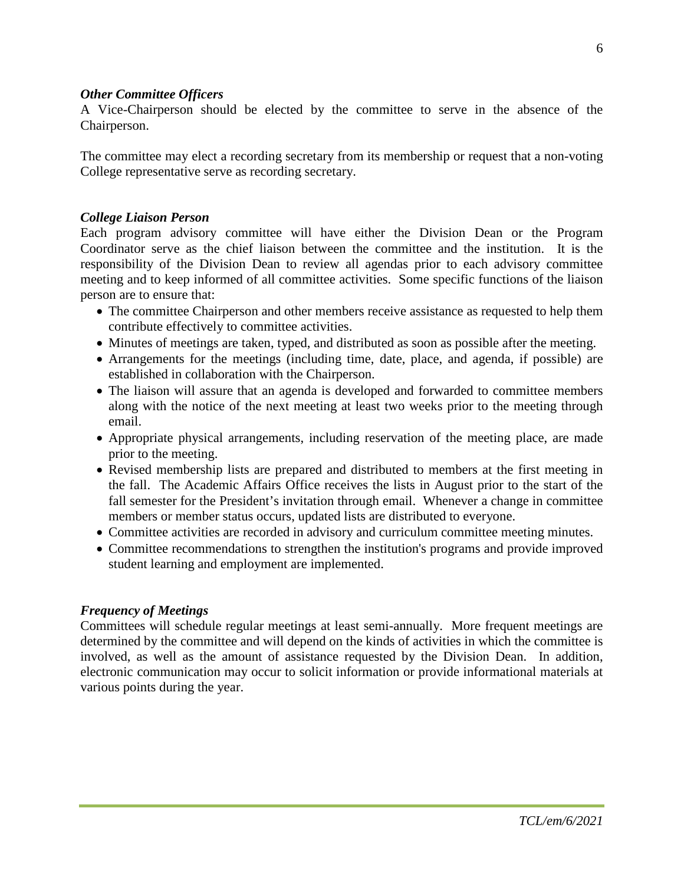### *Other Committee Officers*

A Vice-Chairperson should be elected by the committee to serve in the absence of the Chairperson.

The committee may elect a recording secretary from its membership or request that a non-voting College representative serve as recording secretary.

### *College Liaison Person*

Each program advisory committee will have either the Division Dean or the Program Coordinator serve as the chief liaison between the committee and the institution. It is the responsibility of the Division Dean to review all agendas prior to each advisory committee meeting and to keep informed of all committee activities. Some specific functions of the liaison person are to ensure that:

- The committee Chairperson and other members receive assistance as requested to help them contribute effectively to committee activities.
- Minutes of meetings are taken, typed, and distributed as soon as possible after the meeting.
- Arrangements for the meetings (including time, date, place, and agenda, if possible) are established in collaboration with the Chairperson.
- The liaison will assure that an agenda is developed and forwarded to committee members along with the notice of the next meeting at least two weeks prior to the meeting through email.
- Appropriate physical arrangements, including reservation of the meeting place, are made prior to the meeting.
- Revised membership lists are prepared and distributed to members at the first meeting in the fall. The Academic Affairs Office receives the lists in August prior to the start of the fall semester for the President's invitation through email. Whenever a change in committee members or member status occurs, updated lists are distributed to everyone.
- Committee activities are recorded in advisory and curriculum committee meeting minutes.
- Committee recommendations to strengthen the institution's programs and provide improved student learning and employment are implemented.

### *Frequency of Meetings*

Committees will schedule regular meetings at least semi-annually. More frequent meetings are determined by the committee and will depend on the kinds of activities in which the committee is involved, as well as the amount of assistance requested by the Division Dean. In addition, electronic communication may occur to solicit information or provide informational materials at various points during the year.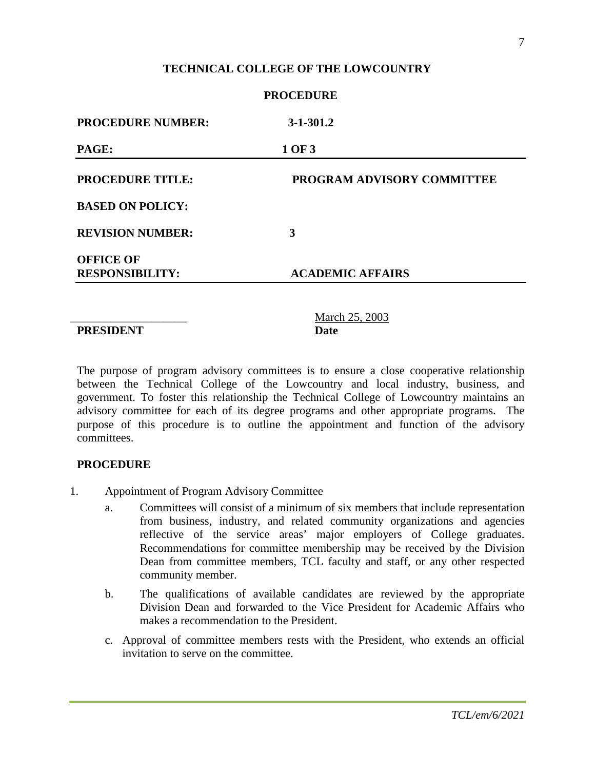**TECHNICAL COLLEGE OF THE LOWCOUNTRY**

**PROCEDURE**

| | |
|---|---|
| **PROCEDURE NUMBER:** | **3-1-301.2** |
| **PAGE:** | **1 OF 3** |
| **PROCEDURE TITLE:** | **PROGRAM ADVISORY COMMITTEE** |
| **BASED ON POLICY:** | |
| **REVISION NUMBER:** | **3** |
| **OFFICE OF RESPONSIBILITY:** | **ACADEMIC AFFAIRS** |

\_\_\_\_\_\_\_\_\_\_\_\_\_\_\_\_\_\_\_\_ March 25, 2003

**PRESIDENT** **Date**

The purpose of program advisory committees is to ensure a close cooperative relationship between the Technical College of the Lowcountry and local industry, business, and government. To foster this relationship the Technical College of Lowcountry maintains an advisory committee for each of its degree programs and other appropriate programs. The purpose of this procedure is to outline the appointment and function of the advisory committees.

**PROCEDURE**

1. Appointment of Program Advisory Committee
   a. Committees will consist of a minimum of six members that include representation from business, industry, and related community organizations and agencies reflective of the service areas' major employers of College graduates. Recommendations for committee membership may be received by the Division Dean from committee members, TCL faculty and staff, or any other respected community member.
   b. The qualifications of available candidates are reviewed by the appropriate Division Dean and forwarded to the Vice President for Academic Affairs who makes a recommendation to the President.
   c. Approval of committee members rests with the President, who extends an official invitation to serve on the committee.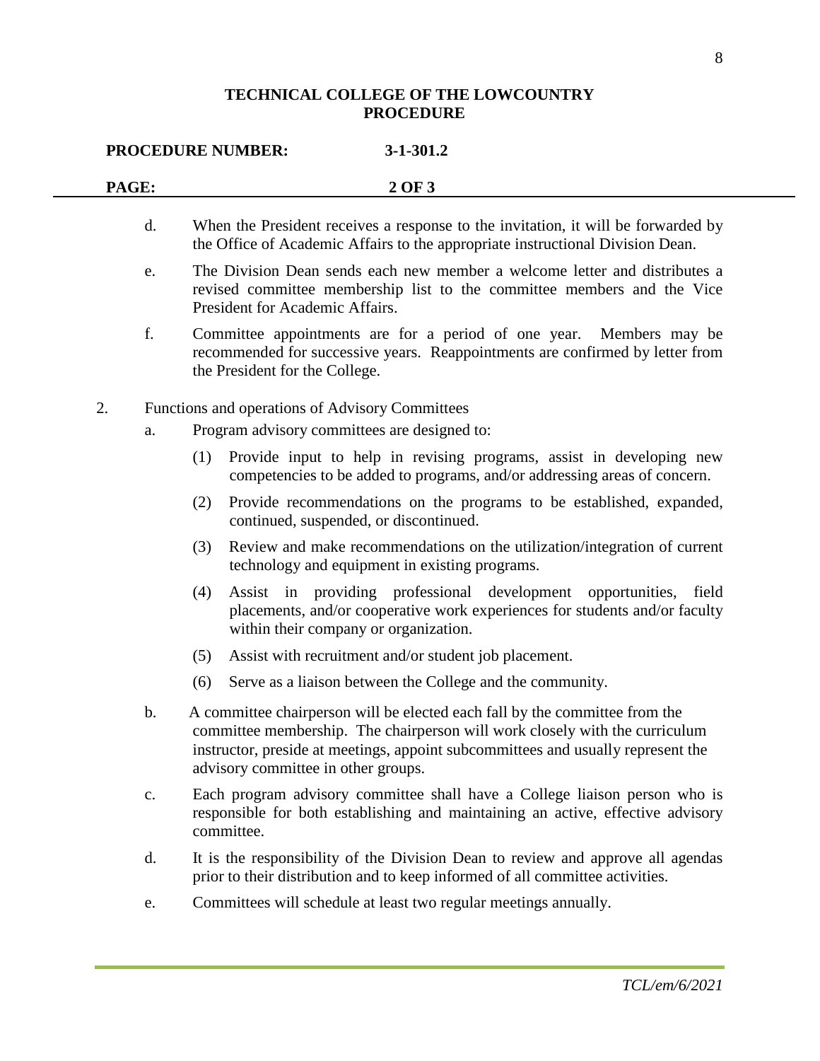**TECHNICAL COLLEGE OF THE LOWCOUNTRY**
**PROCEDURE**

**PROCEDURE NUMBER:** **3-1-301.2**

**PAGE:** **2 OF 3**

d. When the President receives a response to the invitation, it will be forwarded by the Office of Academic Affairs to the appropriate instructional Division Dean.

e. The Division Dean sends each new member a welcome letter and distributes a revised committee membership list to the committee members and the Vice President for Academic Affairs.

f. Committee appointments are for a period of one year. Members may be recommended for successive years. Reappointments are confirmed by letter from the President for the College.

2. Functions and operations of Advisory Committees

   a. Program advisory committees are designed to:

      (1) Provide input to help in revising programs, assist in developing new competencies to be added to programs, and/or addressing areas of concern.

      (2) Provide recommendations on the programs to be established, expanded, continued, suspended, or discontinued.

      (3) Review and make recommendations on the utilization/integration of current technology and equipment in existing programs.

      (4) Assist in providing professional development opportunities, field placements, and/or cooperative work experiences for students and/or faculty within their company or organization.

      (5) Assist with recruitment and/or student job placement.

      (6) Serve as a liaison between the College and the community.

   b. A committee chairperson will be elected each fall by the committee from the committee membership. The chairperson will work closely with the curriculum instructor, preside at meetings, appoint subcommittees and usually represent the advisory committee in other groups.

   c. Each program advisory committee shall have a College liaison person who is responsible for both establishing and maintaining an active, effective advisory committee.

   d. It is the responsibility of the Division Dean to review and approve all agendas prior to their distribution and to keep informed of all committee activities.

   e. Committees will schedule at least two regular meetings annually.

*TCL/em/6/2021*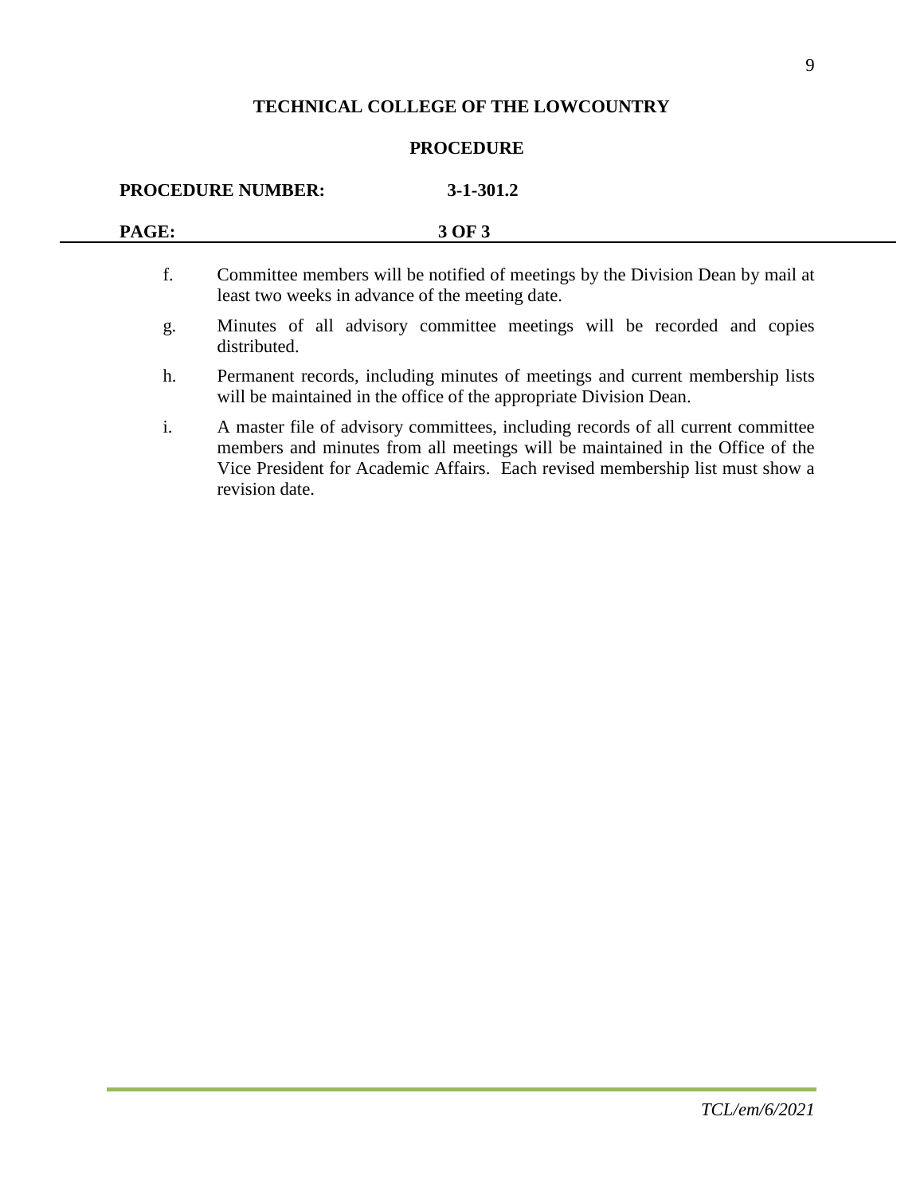f. Committee members will be notified of meetings by the Division Dean by mail at least two weeks in advance of the meeting date.

g. Minutes of all advisory committee meetings will be recorded and copies distributed.

h. Permanent records, including minutes of meetings and current membership lists will be maintained in the office of the appropriate Division Dean.

i. A master file of advisory committees, including records of all current committee members and minutes from all meetings will be maintained in the Office of the Vice President for Academic Affairs. Each revised membership list must show a revision date.